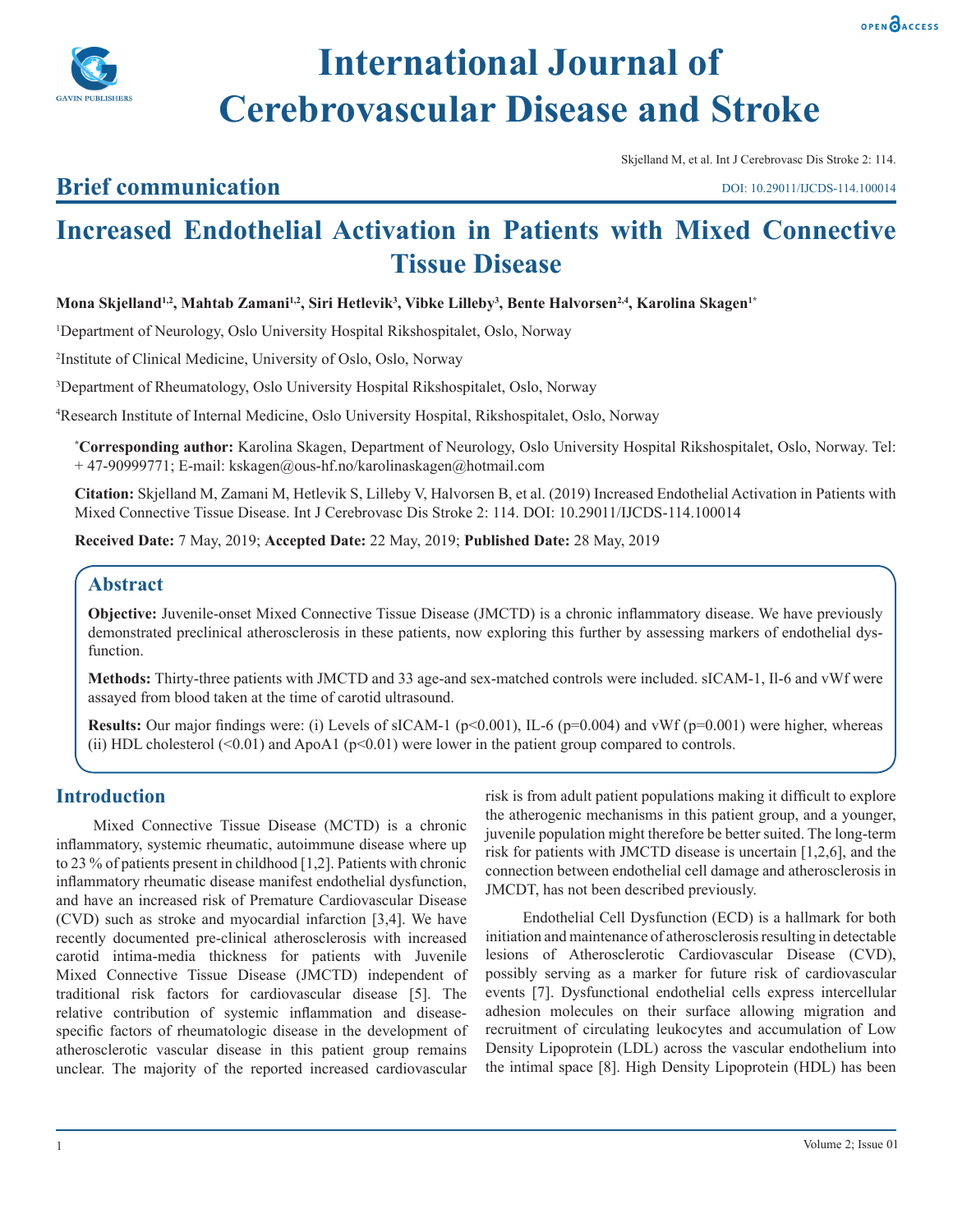# International Journal of Cerebrovascular Disease and Stroke

Skjelland M, et al. Int J Cerebrovasc Dis Stroke 2: 114.

## Brief communication

DOI: 10.29011/IJCDS-114.100014

# Increased Endothelial Activation in Patients with Mixed Connective Tissue Disease

**Mona Skjelland[1,2], Mahtab Zamani[1,2], Siri Hetlevik[3], Vibke Lilleby[3], Bente Halvorsen[2,4], Karolina Skagen[1*]**

[1]Department of Neurology, Oslo University Hospital Rikshospitalet, Oslo, Norway

[2]Institute of Clinical Medicine, University of Oslo, Oslo, Norway

[3]Department of Rheumatology, Oslo University Hospital Rikshospitalet, Oslo, Norway

[4]Research Institute of Internal Medicine, Oslo University Hospital, Rikshospitalet, Oslo, Norway

**[*]Corresponding author:** Karolina Skagen, Department of Neurology, Oslo University Hospital Rikshospitalet, Oslo, Norway. Tel: + 47-90999771; E-mail: kskagen@ous-hf.no/karolinaskagen@hotmail.com

**Citation:** Skjelland M, Zamani M, Hetlevik S, Lilleby V, Halvorsen B, et al. (2019) Increased Endothelial Activation in Patients with Mixed Connective Tissue Disease. Int J Cerebrovasc Dis Stroke 2: 114. DOI: 10.29011/IJCDS-114.100014

**Received Date:** 7 May, 2019; **Accepted Date:** 22 May, 2019; **Published Date:** 28 May, 2019

## Abstract

**Objective:** Juvenile-onset Mixed Connective Tissue Disease (JMCTD) is a chronic inflammatory disease. We have previously demonstrated preclinical atherosclerosis in these patients, now exploring this further by assessing markers of endothelial dysfunction.

**Methods:** Thirty-three patients with JMCTD and 33 age-and sex-matched controls were included. sICAM-1, Il-6 and vWf were assayed from blood taken at the time of carotid ultrasound.

**Results:** Our major findings were: (i) Levels of sICAM-1 ($p<0.001$), IL-6 ($p=0.004$) and vWf ($p=0.001$) were higher, whereas (ii) HDL cholesterol ($<0.01$) and ApoA1 ($p<0.01$) were lower in the patient group compared to controls.

## Introduction

Mixed Connective Tissue Disease (MCTD) is a chronic inflammatory, systemic rheumatic, autoimmune disease where up to 23 % of patients present in childhood [1,2]. Patients with chronic inflammatory rheumatic disease manifest endothelial dysfunction, and have an increased risk of Premature Cardiovascular Disease (CVD) such as stroke and myocardial infarction [3,4]. We have recently documented pre-clinical atherosclerosis with increased carotid intima-media thickness for patients with Juvenile Mixed Connective Tissue Disease (JMCTD) independent of traditional risk factors for cardiovascular disease [5]. The relative contribution of systemic inflammation and disease-specific factors of rheumatologic disease in the development of atherosclerotic vascular disease in this patient group remains unclear. The majority of the reported increased cardiovascular risk is from adult patient populations making it difficult to explore the atherogenic mechanisms in this patient group, and a younger, juvenile population might therefore be better suited. The long-term risk for patients with JMCTD disease is uncertain [1,2,6], and the connection between endothelial cell damage and atherosclerosis in JMCDT, has not been described previously.

Endothelial Cell Dysfunction (ECD) is a hallmark for both initiation and maintenance of atherosclerosis resulting in detectable lesions of Atherosclerotic Cardiovascular Disease (CVD), possibly serving as a marker for future risk of cardiovascular events [7]. Dysfunctional endothelial cells express intercellular adhesion molecules on their surface allowing migration and recruitment of circulating leukocytes and accumulation of Low Density Lipoprotein (LDL) across the vascular endothelium into the intimal space [8]. High Density Lipoprotein (HDL) has been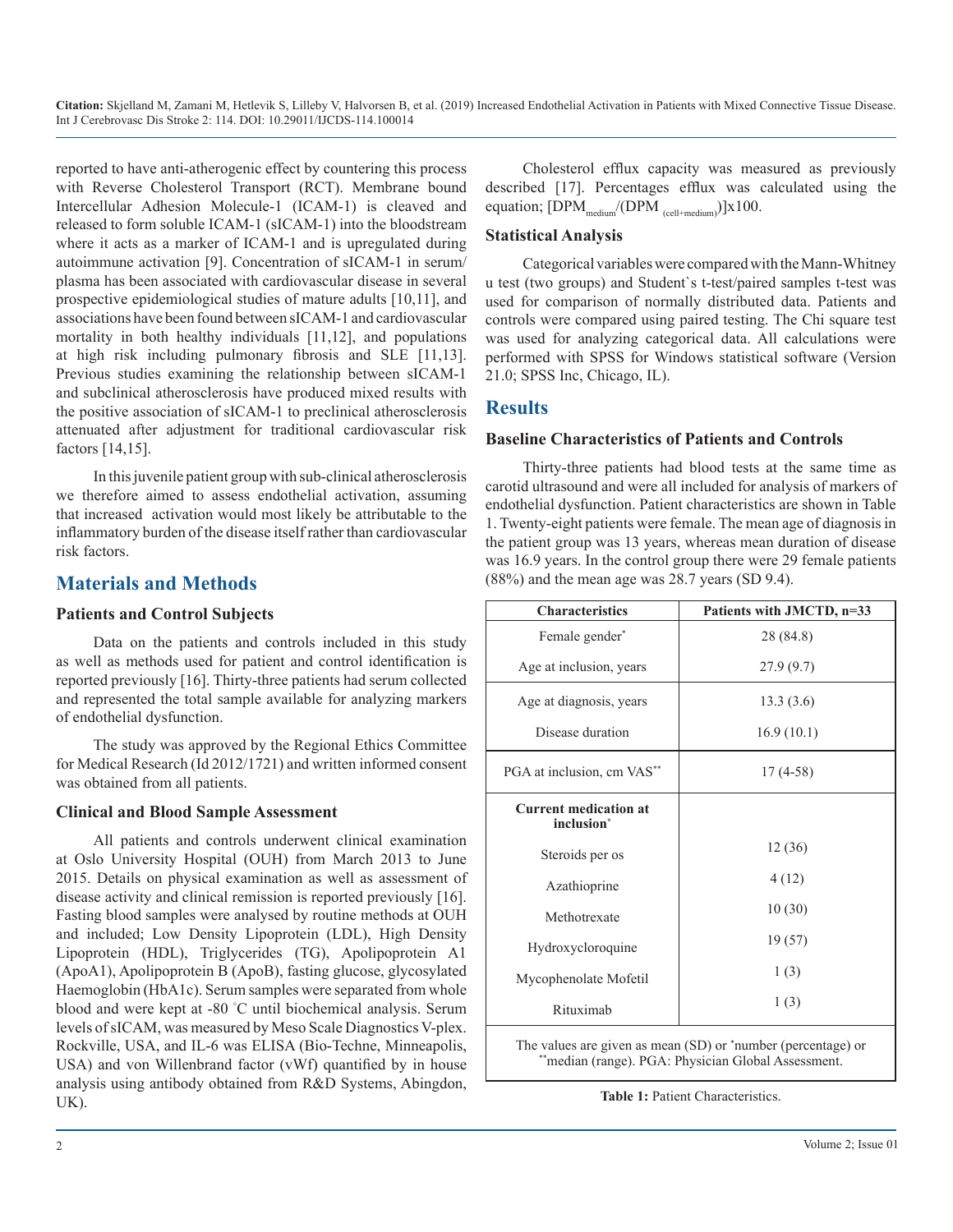reported to have anti-atherogenic effect by countering this process with Reverse Cholesterol Transport (RCT). Membrane bound Intercellular Adhesion Molecule-1 (ICAM-1) is cleaved and released to form soluble ICAM-1 (sICAM-1) into the bloodstream where it acts as a marker of ICAM-1 and is upregulated during autoimmune activation [9]. Concentration of sICAM-1 in serum/plasma has been associated with cardiovascular disease in several prospective epidemiological studies of mature adults [10,11], and associations have been found between sICAM-1 and cardiovascular mortality in both healthy individuals [11,12], and populations at high risk including pulmonary fibrosis and SLE [11,13]. Previous studies examining the relationship between sICAM-1 and subclinical atherosclerosis have produced mixed results with the positive association of sICAM-1 to preclinical atherosclerosis attenuated after adjustment for traditional cardiovascular risk factors [14,15].

In this juvenile patient group with sub-clinical atherosclerosis we therefore aimed to assess endothelial activation, assuming that increased activation would most likely be attributable to the inflammatory burden of the disease itself rather than cardiovascular risk factors.

## Materials and Methods

### Patients and Control Subjects

Data on the patients and controls included in this study as well as methods used for patient and control identification is reported previously [16]. Thirty-three patients had serum collected and represented the total sample available for analyzing markers of endothelial dysfunction.

The study was approved by the Regional Ethics Committee for Medical Research (Id 2012/1721) and written informed consent was obtained from all patients.

### Clinical and Blood Sample Assessment

All patients and controls underwent clinical examination at Oslo University Hospital (OUH) from March 2013 to June 2015. Details on physical examination as well as assessment of disease activity and clinical remission is reported previously [16]. Fasting blood samples were analysed by routine methods at OUH and included; Low Density Lipoprotein (LDL), High Density Lipoprotein (HDL), Triglycerides (TG), Apolipoprotein A1 (ApoA1), Apolipoprotein B (ApoB), fasting glucose, glycosylated Haemoglobin (HbA1c). Serum samples were separated from whole blood and were kept at -80 °C until biochemical analysis. Serum levels of sICAM, was measured by Meso Scale Diagnostics V-plex. Rockville, USA, and IL-6 was ELISA (Bio-Techne, Minneapolis, USA) and von Willenbrand factor (vWf) quantified by in house analysis using antibody obtained from R&D Systems, Abingdon, UK).

Cholesterol efflux capacity was measured as previously described [17]. Percentages efflux was calculated using the equation; $[DPM_{medium}/(DPM_{(cell+medium)})]x100$.

### Statistical Analysis

Categorical variables were compared with the Mann-Whitney u test (two groups) and Student`s t-test/paired samples t-test was used for comparison of normally distributed data. Patients and controls were compared using paired testing. The Chi square test was used for analyzing categorical data. All calculations were performed with SPSS for Windows statistical software (Version 21.0; SPSS Inc, Chicago, IL).

## Results

### Baseline Characteristics of Patients and Controls

Thirty-three patients had blood tests at the same time as carotid ultrasound and were all included for analysis of markers of endothelial dysfunction. Patient characteristics are shown in Table 1. Twenty-eight patients were female. The mean age of diagnosis in the patient group was 13 years, whereas mean duration of disease was 16.9 years. In the control group there were 29 female patients (88%) and the mean age was 28.7 years (SD 9.4).

| Characteristics | Patients with JMCTD, n=33 |
|---|---|
| Female gender* | 28 (84.8) |
| Age at inclusion, years | 27.9 (9.7) |
| Age at diagnosis, years | 13.3 (3.6) |
| Disease duration | 16.9 (10.1) |
| PGA at inclusion, cm VAS** | 17 (4-58) |
| **Current medication at inclusion*** | |
| Steroids per os | 12 (36) |
| Azathioprine | 4 (12) |
| Methotrexate | 10 (30) |
| Hydroxycloroquine | 19 (57) |
| Mycophenolate Mofetil | 1 (3) |
| Rituximab | 1 (3) |

The values are given as mean (SD) or *number (percentage) or **median (range). PGA: Physician Global Assessment.

**Table 1:** Patient Characteristics.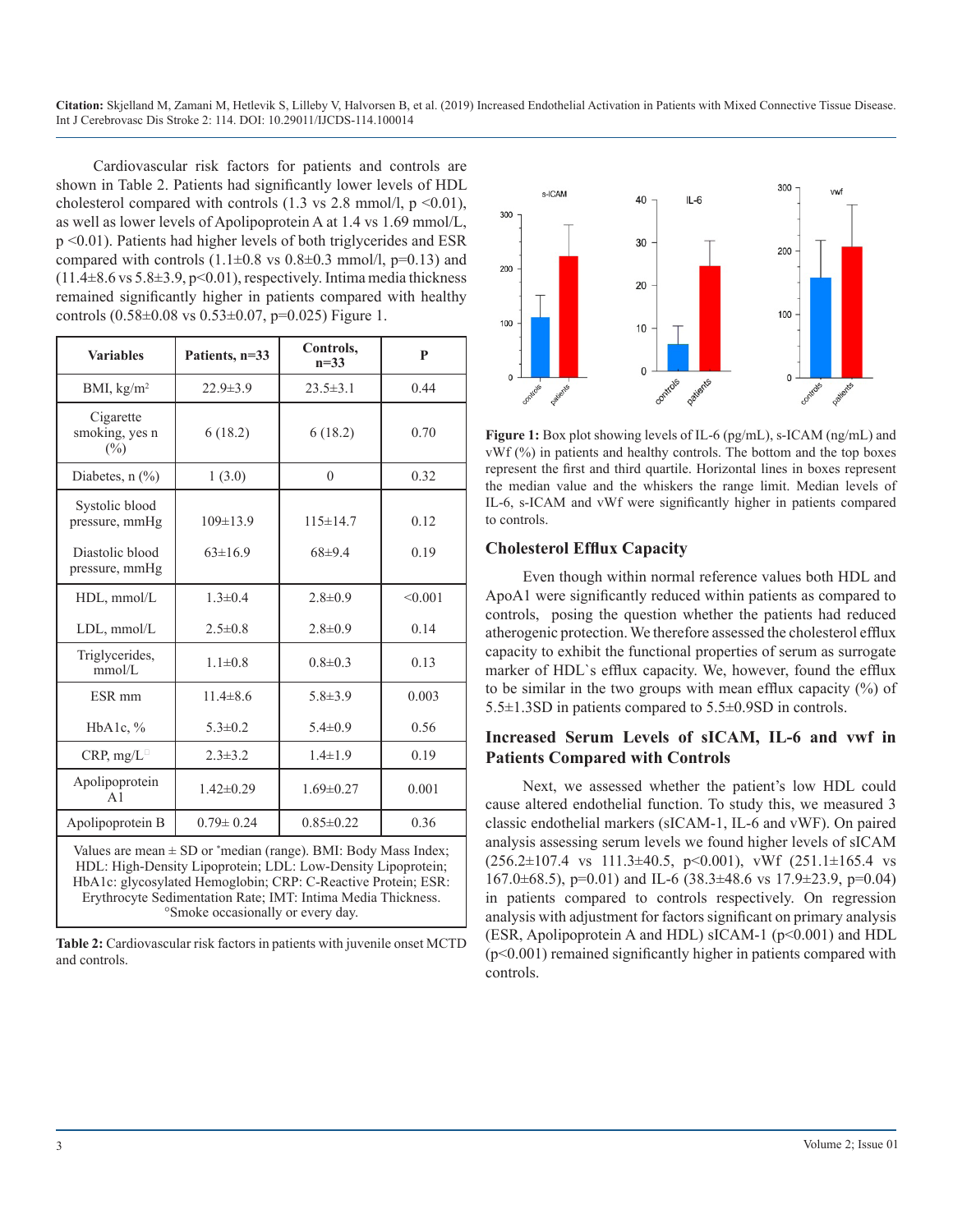Cardiovascular risk factors for patients and controls are shown in Table 2. Patients had significantly lower levels of HDL cholesterol compared with controls (1.3 vs 2.8 mmol/l, p <0.01), as well as lower levels of Apolipoprotein A at 1.4 vs 1.69 mmol/L, p <0.01). Patients had higher levels of both triglycerides and ESR compared with controls (1.1±0.8 vs 0.8±0.3 mmol/l, p=0.13) and (11.4±8.6 vs 5.8±3.9, p<0.01), respectively. Intima media thickness remained significantly higher in patients compared with healthy controls (0.58±0.08 vs 0.53±0.07, p=0.025) Figure 1.

| Variables | Patients, n=33 | Controls, n=33 | P |
|---|---|---|---|
| BMI, kg/m² | 22.9±3.9 | 23.5±3.1 | 0.44 |
| Cigarette smoking, yes n (%) | 6 (18.2) | 6 (18.2) | 0.70 |
| Diabetes, n (%) | 1 (3.0) | 0 | 0.32 |
| Systolic blood pressure, mmHg | 109±13.9 | 115±14.7 | 0.12 |
| Diastolic blood pressure, mmHg | 63±16.9 | 68±9.4 | 0.19 |
| HDL, mmol/L | 1.3±0.4 | 2.8±0.9 | <0.001 |
| LDL, mmol/L | 2.5±0.8 | 2.8±0.9 | 0.14 |
| Triglycerides, mmol/L | 1.1±0.8 | 0.8±0.3 | 0.13 |
| ESR mm | 11.4±8.6 | 5.8±3.9 | 0.003 |
| HbA1c, % | 5.3±0.2 | 5.4±0.9 | 0.56 |
| CRP, mg/L | 2.3±3.2 | 1.4±1.9 | 0.19 |
| Apolipoprotein A1 | 1.42±0.29 | 1.69±0.27 | 0.001 |
| Apolipoprotein B | 0.79± 0.24 | 0.85±0.22 | 0.36 |

Values are mean ± SD or *median (range). BMI: Body Mass Index; HDL: High-Density Lipoprotein; LDL: Low-Density Lipoprotein; HbA1c: glycosylated Hemoglobin; CRP: C-Reactive Protein; ESR: Erythrocyte Sedimentation Rate; IMT: Intima Media Thickness. °Smoke occasionally or every day.

**Table 2:** Cardiovascular risk factors in patients with juvenile onset MCTD and controls.

**Figure 1:** Box plot showing levels of IL-6 (pg/mL), s-ICAM (ng/mL) and vWf (%) in patients and healthy controls. The bottom and the top boxes represent the first and third quartile. Horizontal lines in boxes represent the median value and the whiskers the range limit. Median levels of IL-6, s-ICAM and vWf were significantly higher in patients compared to controls.

## Cholesterol Efflux Capacity

Even though within normal reference values both HDL and ApoA1 were significantly reduced within patients as compared to controls, posing the question whether the patients had reduced atherogenic protection. We therefore assessed the cholesterol efflux capacity to exhibit the functional properties of serum as surrogate marker of HDL`s efflux capacity. We, however, found the efflux to be similar in the two groups with mean efflux capacity (%) of 5.5±1.3SD in patients compared to 5.5±0.9SD in controls.

## Increased Serum Levels of sICAM, IL-6 and vwf in Patients Compared with Controls

Next, we assessed whether the patient's low HDL could cause altered endothelial function. To study this, we measured 3 classic endothelial markers (sICAM-1, IL-6 and vWF). On paired analysis assessing serum levels we found higher levels of sICAM (256.2±107.4 vs 111.3±40.5, p<0.001), vWf (251.1±165.4 vs 167.0±68.5), p=0.01) and IL-6 (38.3±48.6 vs 17.9±23.9, p=0.04) in patients compared to controls respectively. On regression analysis with adjustment for factors significant on primary analysis (ESR, Apolipoprotein A and HDL) sICAM-1 (p<0.001) and HDL (p<0.001) remained significantly higher in patients compared with controls.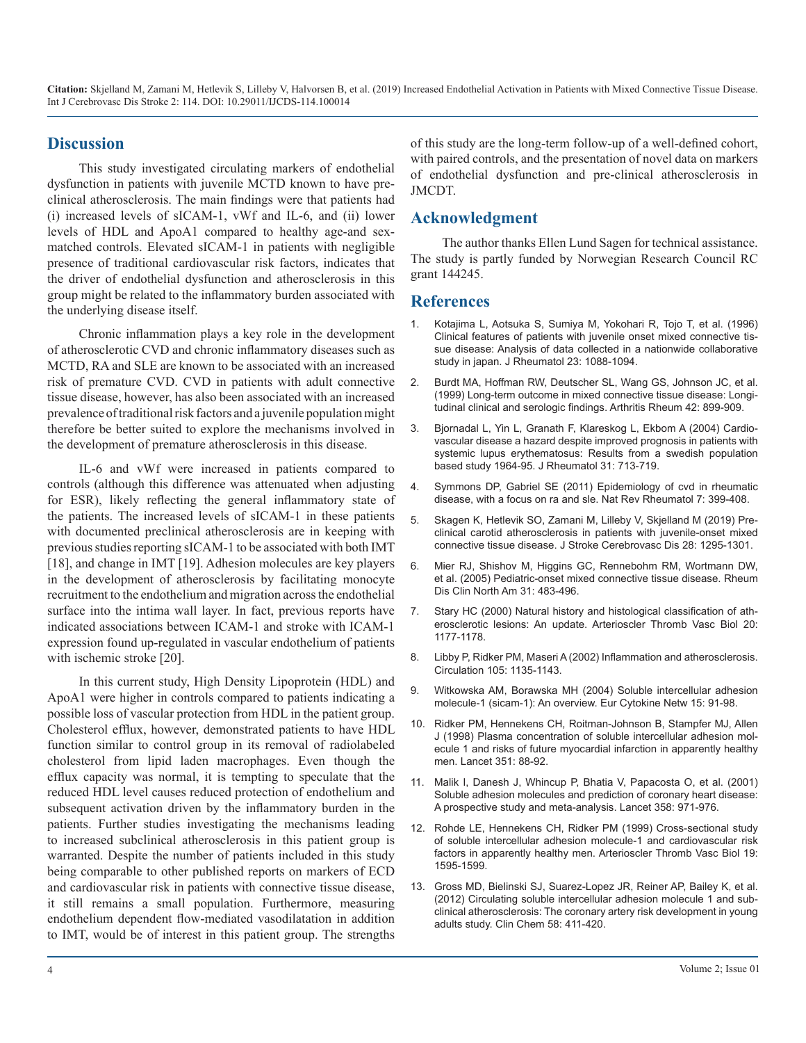## Discussion

This study investigated circulating markers of endothelial dysfunction in patients with juvenile MCTD known to have pre-clinical atherosclerosis. The main findings were that patients had (i) increased levels of sICAM-1, vWf and IL-6, and (ii) lower levels of HDL and ApoA1 compared to healthy age-and sex-matched controls. Elevated sICAM-1 in patients with negligible presence of traditional cardiovascular risk factors, indicates that the driver of endothelial dysfunction and atherosclerosis in this group might be related to the inflammatory burden associated with the underlying disease itself.

Chronic inflammation plays a key role in the development of atherosclerotic CVD and chronic inflammatory diseases such as MCTD, RA and SLE are known to be associated with an increased risk of premature CVD. CVD in patients with adult connective tissue disease, however, has also been associated with an increased prevalence of traditional risk factors and a juvenile population might therefore be better suited to explore the mechanisms involved in the development of premature atherosclerosis in this disease.

IL-6 and vWf were increased in patients compared to controls (although this difference was attenuated when adjusting for ESR), likely reflecting the general inflammatory state of the patients. The increased levels of sICAM-1 in these patients with documented preclinical atherosclerosis are in keeping with previous studies reporting sICAM-1 to be associated with both IMT [18], and change in IMT [19]. Adhesion molecules are key players in the development of atherosclerosis by facilitating monocyte recruitment to the endothelium and migration across the endothelial surface into the intima wall layer. In fact, previous reports have indicated associations between ICAM-1 and stroke with ICAM-1 expression found up-regulated in vascular endothelium of patients with ischemic stroke [20].

In this current study, High Density Lipoprotein (HDL) and ApoA1 were higher in controls compared to patients indicating a possible loss of vascular protection from HDL in the patient group. Cholesterol efflux, however, demonstrated patients to have HDL function similar to control group in its removal of radiolabeled cholesterol from lipid laden macrophages. Even though the efflux capacity was normal, it is tempting to speculate that the reduced HDL level causes reduced protection of endothelium and subsequent activation driven by the inflammatory burden in the patients. Further studies investigating the mechanisms leading to increased subclinical atherosclerosis in this patient group is warranted. Despite the number of patients included in this study being comparable to other published reports on markers of ECD and cardiovascular risk in patients with connective tissue disease, it still remains a small population. Furthermore, measuring endothelium dependent flow-mediated vasodilatation in addition to IMT, would be of interest in this patient group. The strengths of this study are the long-term follow-up of a well-defined cohort, with paired controls, and the presentation of novel data on markers of endothelial dysfunction and pre-clinical atherosclerosis in JMCDT.

## Acknowledgment

The author thanks Ellen Lund Sagen for technical assistance. The study is partly funded by Norwegian Research Council RC grant 144245.

## References

1. Kotajima L, Aotsuka S, Sumiya M, Yokohari R, Tojo T, et al. (1996) Clinical features of patients with juvenile onset mixed connective tissue disease: Analysis of data collected in a nationwide collaborative study in japan. J Rheumatol 23: 1088-1094.
2. Burdt MA, Hoffman RW, Deutscher SL, Wang GS, Johnson JC, et al. (1999) Long-term outcome in mixed connective tissue disease: Longitudinal clinical and serologic findings. Arthritis Rheum 42: 899-909.
3. Bjornadal L, Yin L, Granath F, Klareskog L, Ekbom A (2004) Cardiovascular disease a hazard despite improved prognosis in patients with systemic lupus erythematosus: Results from a swedish population based study 1964-95. J Rheumatol 31: 713-719.
4. Symmons DP, Gabriel SE (2011) Epidemiology of cvd in rheumatic disease, with a focus on ra and sle. Nat Rev Rheumatol 7: 399-408.
5. Skagen K, Hetlevik SO, Zamani M, Lilleby V, Skjelland M (2019) Pre-clinical carotid atherosclerosis in patients with juvenile-onset mixed connective tissue disease. J Stroke Cerebrovasc Dis 28: 1295-1301.
6. Mier RJ, Shishov M, Higgins GC, Rennebohm RM, Wortmann DW, et al. (2005) Pediatric-onset mixed connective tissue disease. Rheum Dis Clin North Am 31: 483-496.
7. Stary HC (2000) Natural history and histological classification of atherosclerotic lesions: An update. Arterioscler Thromb Vasc Biol 20: 1177-1178.
8. Libby P, Ridker PM, Maseri A (2002) Inflammation and atherosclerosis. Circulation 105: 1135-1143.
9. Witkowska AM, Borawska MH (2004) Soluble intercellular adhesion molecule-1 (sicam-1): An overview. Eur Cytokine Netw 15: 91-98.
10. Ridker PM, Hennekens CH, Roitman-Johnson B, Stampfer MJ, Allen J (1998) Plasma concentration of soluble intercellular adhesion molecule 1 and risks of future myocardial infarction in apparently healthy men. Lancet 351: 88-92.
11. Malik I, Danesh J, Whincup P, Bhatia V, Papacosta O, et al. (2001) Soluble adhesion molecules and prediction of coronary heart disease: A prospective study and meta-analysis. Lancet 358: 971-976.
12. Rohde LE, Hennekens CH, Ridker PM (1999) Cross-sectional study of soluble intercellular adhesion molecule-1 and cardiovascular risk factors in apparently healthy men. Arterioscler Thromb Vasc Biol 19: 1595-1599.
13. Gross MD, Bielinski SJ, Suarez-Lopez JR, Reiner AP, Bailey K, et al. (2012) Circulating soluble intercellular adhesion molecule 1 and subclinical atherosclerosis: The coronary artery risk development in young adults study. Clin Chem 58: 411-420.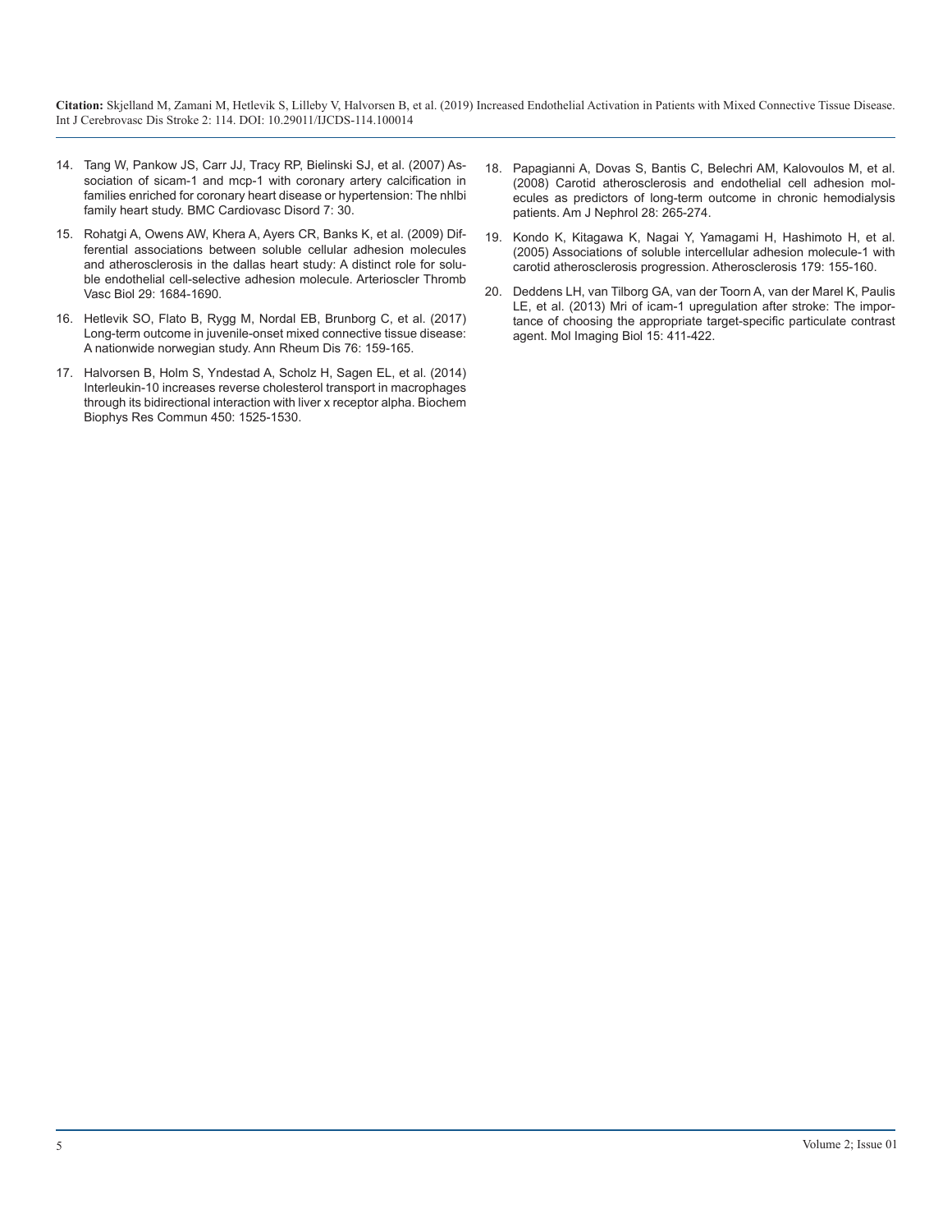14. Tang W, Pankow JS, Carr JJ, Tracy RP, Bielinski SJ, et al. (2007) Association of sicam-1 and mcp-1 with coronary artery calcification in families enriched for coronary heart disease or hypertension: The nhlbi family heart study. BMC Cardiovasc Disord 7: 30.
15. Rohatgi A, Owens AW, Khera A, Ayers CR, Banks K, et al. (2009) Differential associations between soluble cellular adhesion molecules and atherosclerosis in the dallas heart study: A distinct role for soluble endothelial cell-selective adhesion molecule. Arterioscler Thromb Vasc Biol 29: 1684-1690.
16. Hetlevik SO, Flato B, Rygg M, Nordal EB, Brunborg C, et al. (2017) Long-term outcome in juvenile-onset mixed connective tissue disease: A nationwide norwegian study. Ann Rheum Dis 76: 159-165.
17. Halvorsen B, Holm S, Yndestad A, Scholz H, Sagen EL, et al. (2014) Interleukin-10 increases reverse cholesterol transport in macrophages through its bidirectional interaction with liver x receptor alpha. Biochem Biophys Res Commun 450: 1525-1530.
18. Papagianni A, Dovas S, Bantis C, Belechri AM, Kalovoulos M, et al. (2008) Carotid atherosclerosis and endothelial cell adhesion molecules as predictors of long-term outcome in chronic hemodialysis patients. Am J Nephrol 28: 265-274.
19. Kondo K, Kitagawa K, Nagai Y, Yamagami H, Hashimoto H, et al. (2005) Associations of soluble intercellular adhesion molecule-1 with carotid atherosclerosis progression. Atherosclerosis 179: 155-160.
20. Deddens LH, van Tilborg GA, van der Toorn A, van der Marel K, Paulis LE, et al. (2013) Mri of icam-1 upregulation after stroke: The importance of choosing the appropriate target-specific particulate contrast agent. Mol Imaging Biol 15: 411-422.